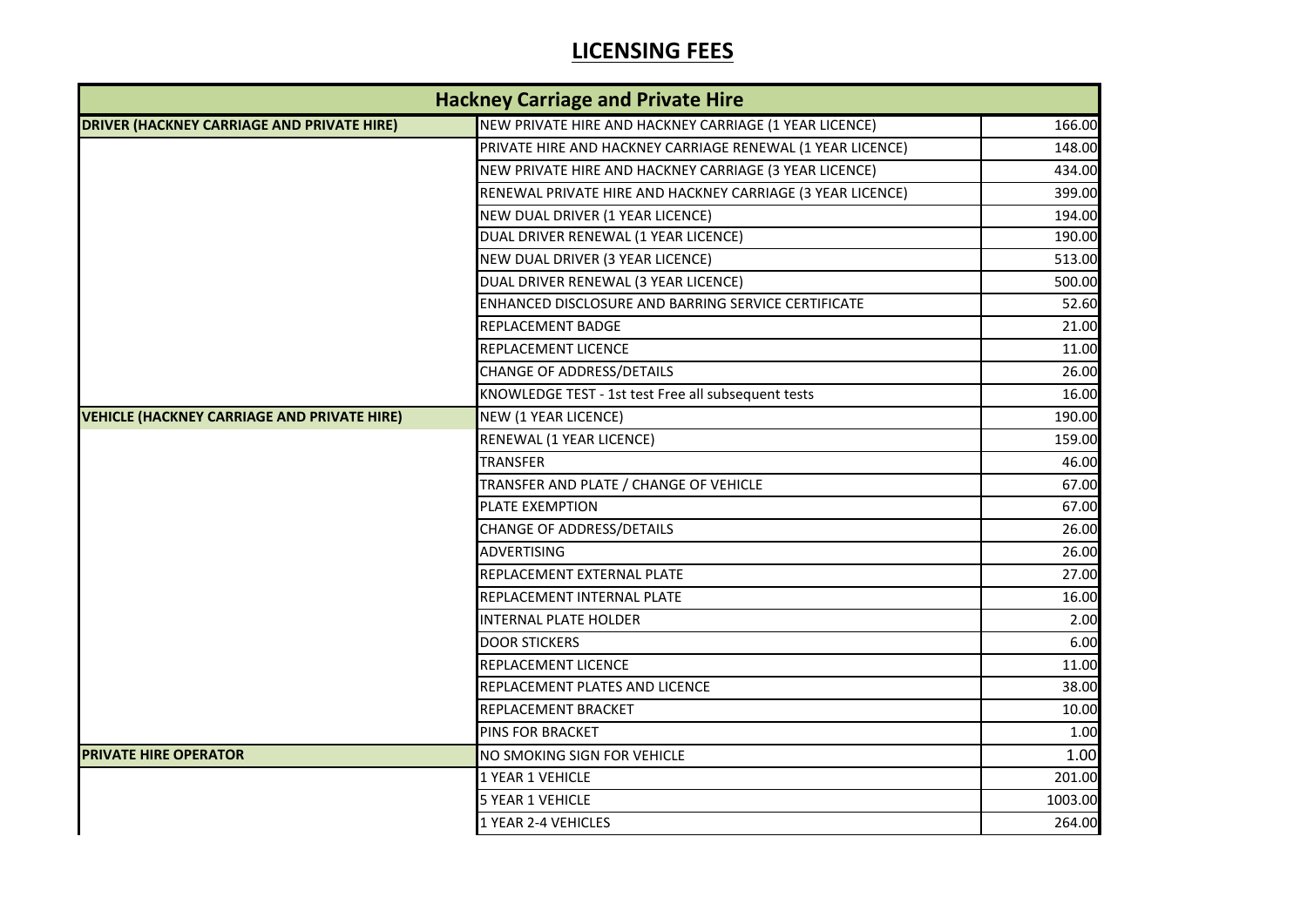# LICENSING FEES

| Hackney Carriage and Private Hire | | |
|---|---|---|
| **DRIVER (HACKNEY CARRIAGE AND PRIVATE HIRE)** | NEW PRIVATE HIRE AND HACKNEY CARRIAGE (1 YEAR LICENCE) | 166.00 |
| | PRIVATE HIRE AND HACKNEY CARRIAGE RENEWAL (1 YEAR LICENCE) | 148.00 |
| | NEW PRIVATE HIRE AND HACKNEY CARRIAGE (3 YEAR LICENCE) | 434.00 |
| | RENEWAL PRIVATE HIRE AND HACKNEY CARRIAGE (3 YEAR LICENCE) | 399.00 |
| | NEW DUAL DRIVER (1 YEAR LICENCE) | 194.00 |
| | DUAL DRIVER RENEWAL (1 YEAR LICENCE) | 190.00 |
| | NEW DUAL DRIVER (3 YEAR LICENCE) | 513.00 |
| | DUAL DRIVER RENEWAL (3 YEAR LICENCE) | 500.00 |
| | ENHANCED DISCLOSURE AND BARRING SERVICE CERTIFICATE | 52.60 |
| | REPLACEMENT BADGE | 21.00 |
| | REPLACEMENT LICENCE | 11.00 |
| | CHANGE OF ADDRESS/DETAILS | 26.00 |
| | KNOWLEDGE TEST - 1st test Free all subsequent tests | 16.00 |
| **VEHICLE (HACKNEY CARRIAGE AND PRIVATE HIRE)** | NEW (1 YEAR LICENCE) | 190.00 |
| | RENEWAL (1 YEAR LICENCE) | 159.00 |
| | TRANSFER | 46.00 |
| | TRANSFER AND PLATE / CHANGE OF VEHICLE | 67.00 |
| | PLATE EXEMPTION | 67.00 |
| | CHANGE OF ADDRESS/DETAILS | 26.00 |
| | ADVERTISING | 26.00 |
| | REPLACEMENT EXTERNAL PLATE | 27.00 |
| | REPLACEMENT INTERNAL PLATE | 16.00 |
| | INTERNAL PLATE HOLDER | 2.00 |
| | DOOR STICKERS | 6.00 |
| | REPLACEMENT LICENCE | 11.00 |
| | REPLACEMENT PLATES AND LICENCE | 38.00 |
| | REPLACEMENT BRACKET | 10.00 |
| | PINS FOR BRACKET | 1.00 |
| **PRIVATE HIRE OPERATOR** | NO SMOKING SIGN FOR VEHICLE | 1.00 |
| | 1 YEAR 1 VEHICLE | 201.00 |
| | 5 YEAR 1 VEHICLE | 1003.00 |
| | 1 YEAR 2-4 VEHICLES | 264.00 |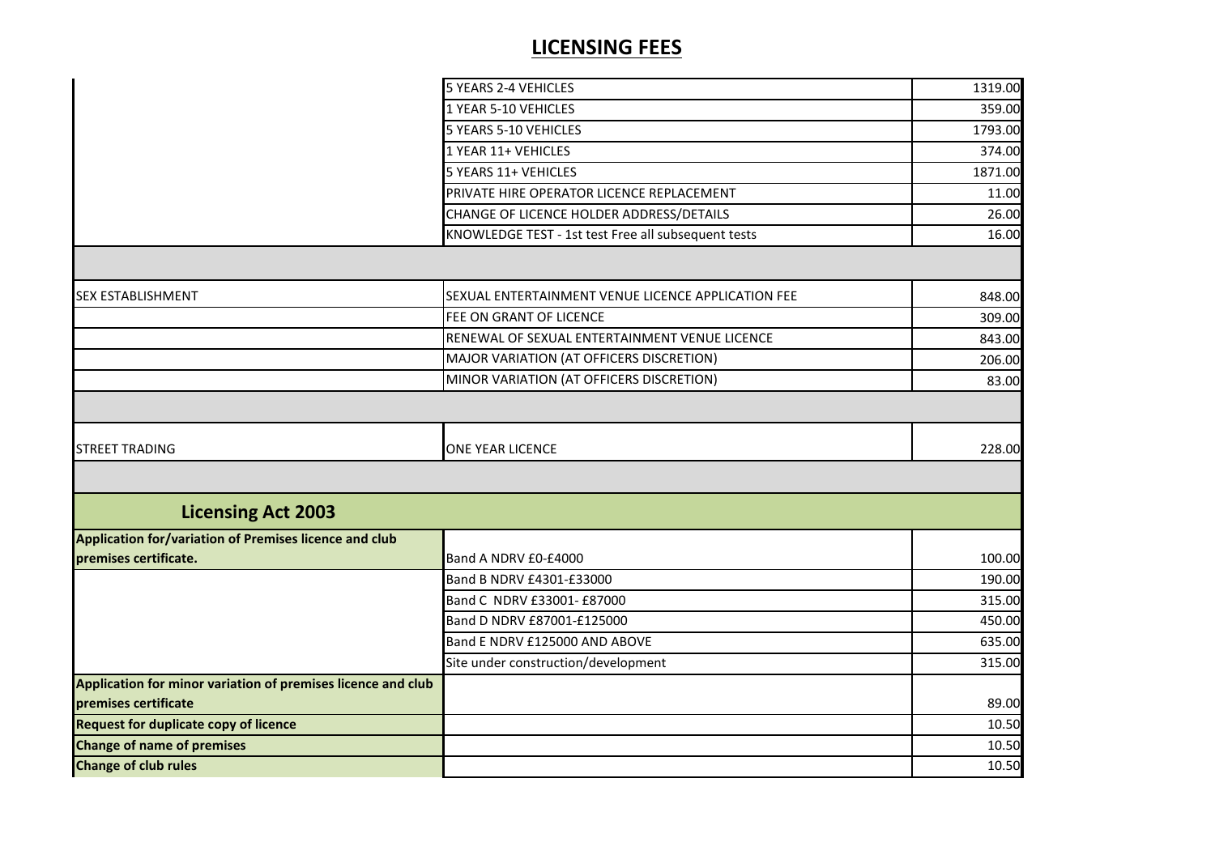# LICENSING FEES

| | | |
|---|---|---|
| | 5 YEARS 2-4 VEHICLES | 1319.00 |
| | 1 YEAR 5-10 VEHICLES | 359.00 |
| | 5 YEARS 5-10 VEHICLES | 1793.00 |
| | 1 YEAR 11+ VEHICLES | 374.00 |
| | 5 YEARS 11+ VEHICLES | 1871.00 |
| | PRIVATE HIRE OPERATOR LICENCE REPLACEMENT | 11.00 |
| | CHANGE OF LICENCE HOLDER ADDRESS/DETAILS | 26.00 |
| | KNOWLEDGE TEST - 1st test Free all subsequent tests | 16.00 |
| | | |
| SEX ESTABLISHMENT | SEXUAL ENTERTAINMENT VENUE LICENCE APPLICATION FEE | 848.00 |
| | FEE ON GRANT OF LICENCE | 309.00 |
| | RENEWAL OF SEXUAL ENTERTAINMENT VENUE LICENCE | 843.00 |
| | MAJOR VARIATION (AT OFFICERS DISCRETION) | 206.00 |
| | MINOR VARIATION (AT OFFICERS DISCRETION) | 83.00 |
| | | |
| STREET TRADING | ONE YEAR LICENCE | 228.00 |
| | | |
| **Licensing Act 2003** | | |
| **Application for/variation of Premises licence and club premises certificate.** | Band A NDRV £0-£4000 | 100.00 |
| | Band B NDRV £4301-£33000 | 190.00 |
| | Band C NDRV £33001- £87000 | 315.00 |
| | Band D NDRV £87001-£125000 | 450.00 |
| | Band E NDRV £125000 AND ABOVE | 635.00 |
| | Site under construction/development | 315.00 |
| **Application for minor variation of premises licence and club premises certificate** | | 89.00 |
| **Request for duplicate copy of licence** | | 10.50 |
| **Change of name of premises** | | 10.50 |
| **Change of club rules** | | 10.50 |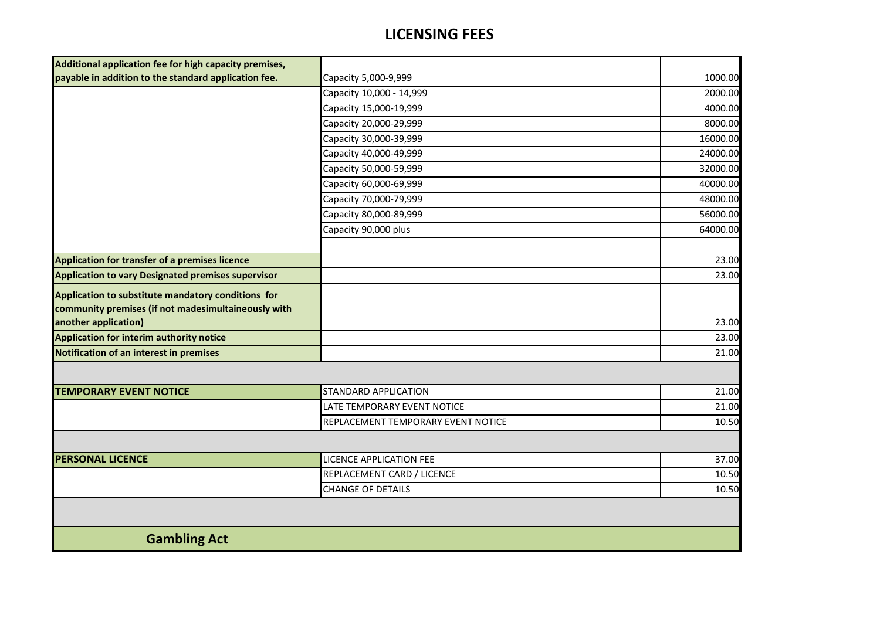## LICENSING FEES

| | | |
|---|---|---|
| **Additional application fee for high capacity premises, payable in addition to the standard application fee.** | Capacity 5,000-9,999 | 1000.00 |
| | Capacity 10,000 - 14,999 | 2000.00 |
| | Capacity 15,000-19,999 | 4000.00 |
| | Capacity 20,000-29,999 | 8000.00 |
| | Capacity 30,000-39,999 | 16000.00 |
| | Capacity 40,000-49,999 | 24000.00 |
| | Capacity 50,000-59,999 | 32000.00 |
| | Capacity 60,000-69,999 | 40000.00 |
| | Capacity 70,000-79,999 | 48000.00 |
| | Capacity 80,000-89,999 | 56000.00 |
| | Capacity 90,000 plus | 64000.00 |
| | | |
| **Application for transfer of a premises licence** | | 23.00 |
| **Application to vary Designated premises supervisor** | | 23.00 |
| **Application to substitute mandatory conditions for community premises (if not madesimultaineously with another application)** | | 23.00 |
| **Application for interim authority notice** | | 23.00 |
| **Notification of an interest in premises** | | 21.00 |
| | | |
| **TEMPORARY EVENT NOTICE** | STANDARD APPLICATION | 21.00 |
| | LATE TEMPORARY EVENT NOTICE | 21.00 |
| | REPLACEMENT TEMPORARY EVENT NOTICE | 10.50 |
| | | |
| **PERSONAL LICENCE** | LICENCE APPLICATION FEE | 37.00 |
| | REPLACEMENT CARD / LICENCE | 10.50 |
| | CHANGE OF DETAILS | 10.50 |
| | | |
| **Gambling Act** | | |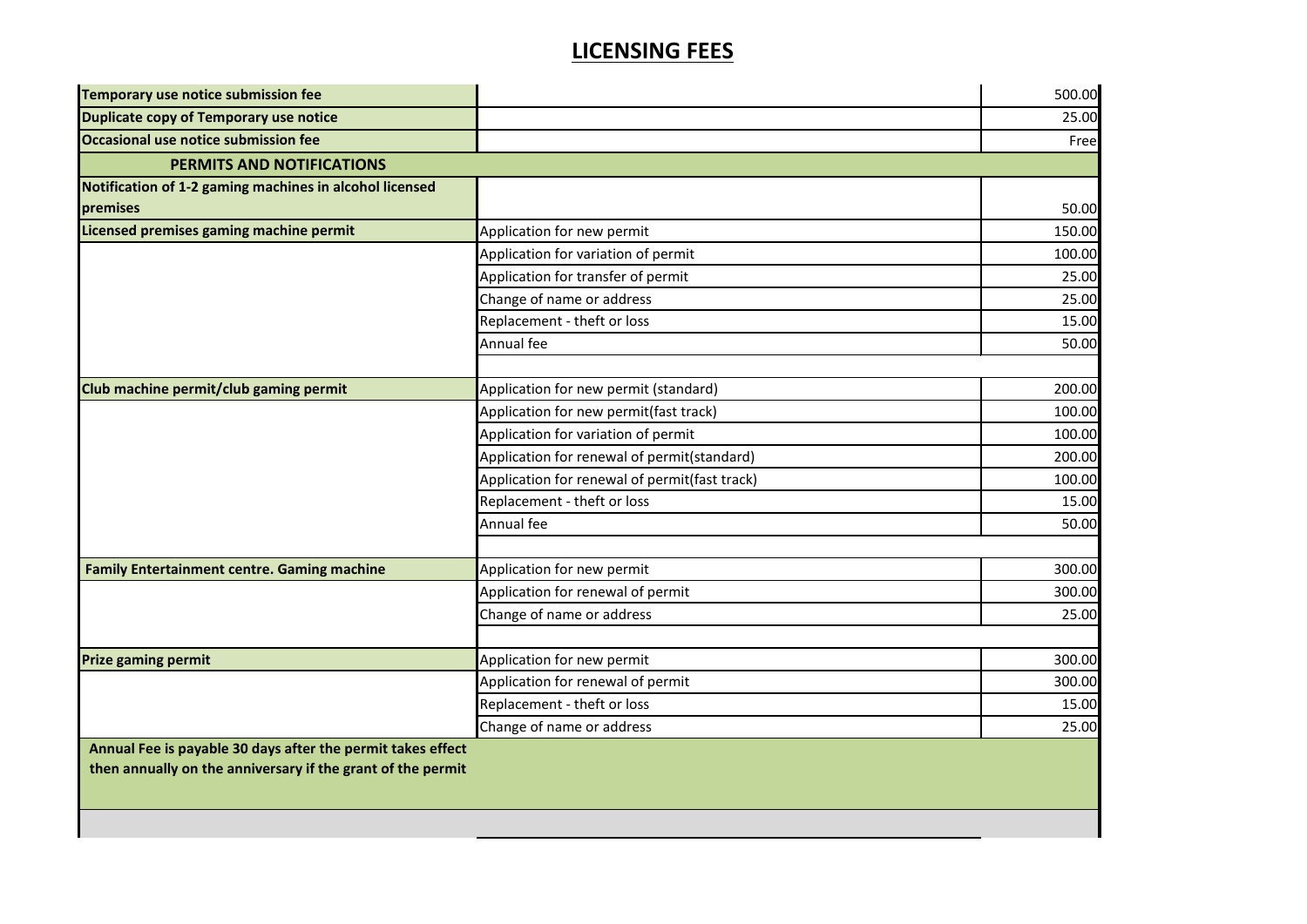# LICENSING FEES

| | | |
|---|---|---|
| **Temporary use notice submission fee** | | 500.00 |
| **Duplicate copy of Temporary use notice** | | 25.00 |
| **Occasional use notice submission fee** | | Free |
| **PERMITS AND NOTIFICATIONS** | | |
| **Notification of 1-2 gaming machines in alcohol licensed premises** | | 50.00 |
| **Licensed premises gaming machine permit** | Application for new permit | 150.00 |
| | Application for variation of permit | 100.00 |
| | Application for transfer of permit | 25.00 |
| | Change of name or address | 25.00 |
| | Replacement - theft or loss | 15.00 |
| | Annual fee | 50.00 |
| | | |
| **Club machine permit/club gaming permit** | Application for new permit (standard) | 200.00 |
| | Application for new permit(fast track) | 100.00 |
| | Application for variation of permit | 100.00 |
| | Application for renewal of permit(standard) | 200.00 |
| | Application for renewal of permit(fast track) | 100.00 |
| | Replacement - theft or loss | 15.00 |
| | Annual fee | 50.00 |
| | | |
| **Family Entertainment centre. Gaming machine** | Application for new permit | 300.00 |
| | Application for renewal of permit | 300.00 |
| | Change of name or address | 25.00 |
| | | |
| **Prize gaming permit** | Application for new permit | 300.00 |
| | Application for renewal of permit | 300.00 |
| | Replacement - theft or loss | 15.00 |
| | Change of name or address | 25.00 |
| **Annual Fee is payable 30 days after the permit takes effect then annually on the anniversary if the grant of the permit** | | |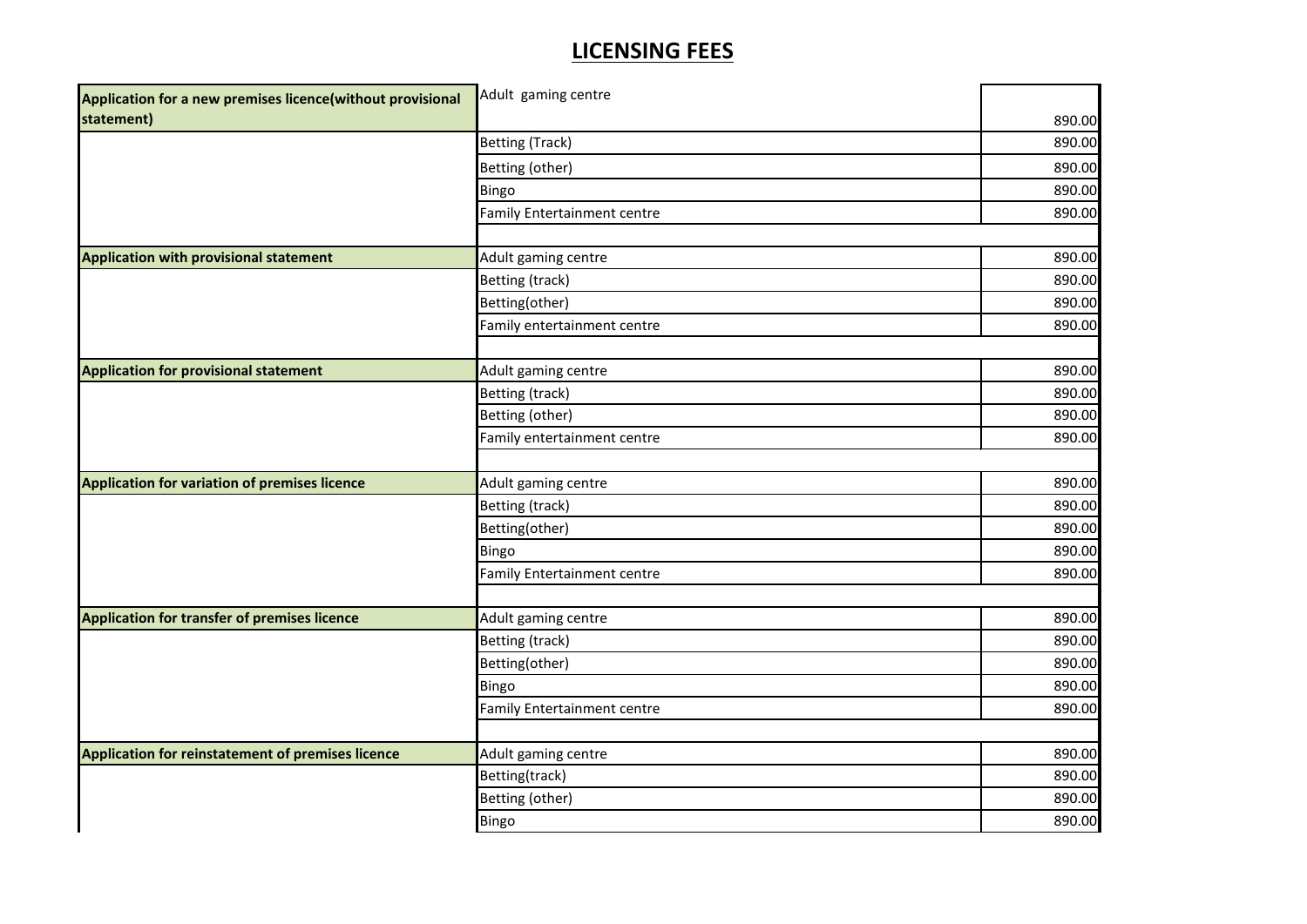# LICENSING FEES

| | | |
|---|---|---|
| **Application for a new premises licence(without provisional statement)** | Adult gaming centre | 890.00 |
| | Betting (Track) | 890.00 |
| | Betting (other) | 890.00 |
| | Bingo | 890.00 |
| | Family Entertainment centre | 890.00 |
| | | |
| **Application with provisional statement** | Adult gaming centre | 890.00 |
| | Betting (track) | 890.00 |
| | Betting(other) | 890.00 |
| | Family entertainment centre | 890.00 |
| | | |
| **Application for provisional statement** | Adult gaming centre | 890.00 |
| | Betting (track) | 890.00 |
| | Betting (other) | 890.00 |
| | Family entertainment centre | 890.00 |
| | | |
| **Application for variation of premises licence** | Adult gaming centre | 890.00 |
| | Betting (track) | 890.00 |
| | Betting(other) | 890.00 |
| | Bingo | 890.00 |
| | Family Entertainment centre | 890.00 |
| | | |
| **Application for transfer of premises licence** | Adult gaming centre | 890.00 |
| | Betting (track) | 890.00 |
| | Betting(other) | 890.00 |
| | Bingo | 890.00 |
| | Family Entertainment centre | 890.00 |
| | | |
| **Application for reinstatement of premises licence** | Adult gaming centre | 890.00 |
| | Betting(track) | 890.00 |
| | Betting (other) | 890.00 |
| | Bingo | 890.00 |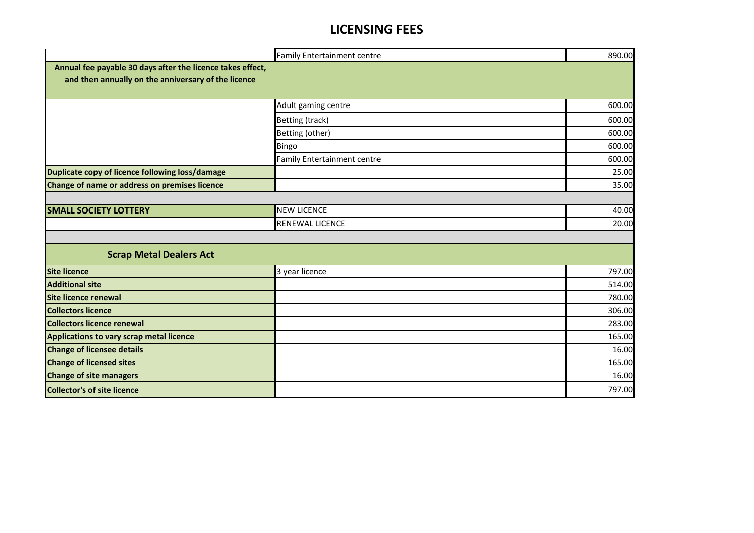# LICENSING FEES

| | | |
|---|---|---|
| | Family Entertainment centre | 890.00 |
| **Annual fee payable 30 days after the licence takes effect, and then annually on the anniversary of the licence** | | |
| | Adult gaming centre | 600.00 |
| | Betting (track) | 600.00 |
| | Betting (other) | 600.00 |
| | Bingo | 600.00 |
| | Family Entertainment centre | 600.00 |
| **Duplicate copy of licence following loss/damage** | | 25.00 |
| **Change of name or address on premises licence** | | 35.00 |
| | | |
| **SMALL SOCIETY LOTTERY** | NEW LICENCE | 40.00 |
| | RENEWAL LICENCE | 20.00 |
| | | |
| **Scrap Metal Dealers Act** | | |
| **Site licence** | 3 year licence | 797.00 |
| **Additional site** | | 514.00 |
| **Site licence renewal** | | 780.00 |
| **Collectors licence** | | 306.00 |
| **Collectors licence renewal** | | 283.00 |
| **Applications to vary scrap metal licence** | | 165.00 |
| **Change of licensee details** | | 16.00 |
| **Change of licensed sites** | | 165.00 |
| **Change of site managers** | | 16.00 |
| **Collector's of site licence** | | 797.00 |